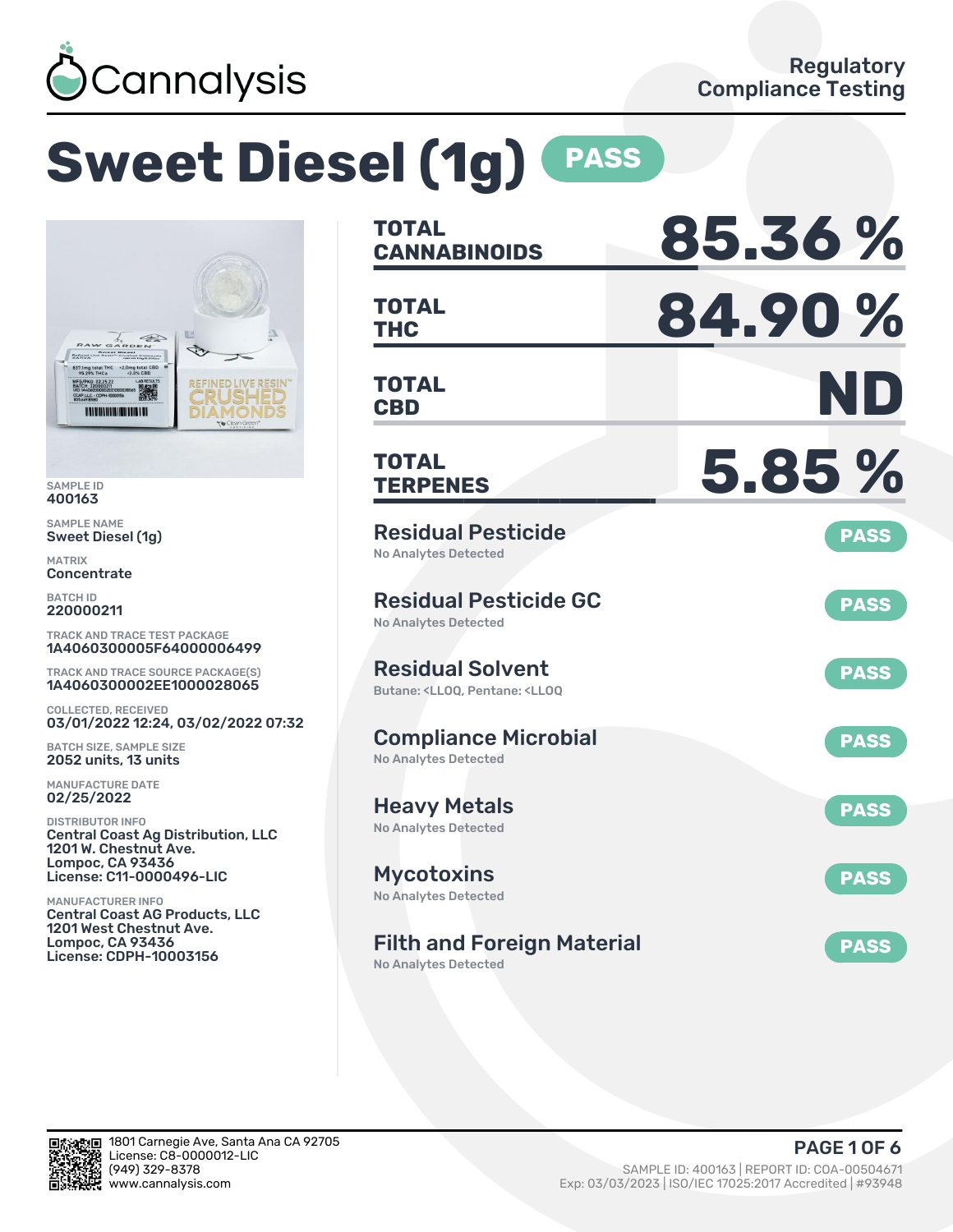Cannalysis

Regulatory Compliance Testing

# Sweet Diesel (1g) PASS

SAMPLE ID
400163

SAMPLE NAME
Sweet Diesel (1g)

MATRIX
Concentrate

BATCH ID
220000211

TRACK AND TRACE TEST PACKAGE
1A4060300005F64000006499

TRACK AND TRACE SOURCE PACKAGE(S)
1A4060300002EE1000028065

COLLECTED, RECEIVED
03/01/2022 12:24, 03/02/2022 07:32

BATCH SIZE, SAMPLE SIZE
2052 units, 13 units

MANUFACTURE DATE
02/25/2022

DISTRIBUTOR INFO
Central Coast Ag Distribution, LLC
1201 W. Chestnut Ave.
Lompoc, CA 93436
License: C11-0000496-LIC

MANUFACTURER INFO
Central Coast AG Products, LLC
1201 West Chestnut Ave.
Lompoc, CA 93436
License: CDPH-10003156

| | |
|---|---|
| **TOTAL CANNABINOIDS** | **85.36 %** |
| **TOTAL THC** | **84.90 %** |
| **TOTAL CBD** | **ND** |
| **TOTAL TERPENES** | **5.85 %** |

| Test | Result |
|---|---|
| **Residual Pesticide** – No Analytes Detected | PASS |
| **Residual Pesticide GC** – No Analytes Detected | PASS |
| **Residual Solvent** – Butane: <LLOQ, Pentane: <LLOQ | PASS |
| **Compliance Microbial** – No Analytes Detected | PASS |
| **Heavy Metals** – No Analytes Detected | PASS |
| **Mycotoxins** – No Analytes Detected | PASS |
| **Filth and Foreign Material** – No Analytes Detected | PASS |

1801 Carnegie Ave, Santa Ana CA 92705
License: C8-0000012-LIC
(949) 329-8378
www.cannalysis.com

SAMPLE ID: 400163 | REPORT ID: COA-00504671
Exp: 03/03/2023 | ISO/IEC 17025:2017 Accredited | #93948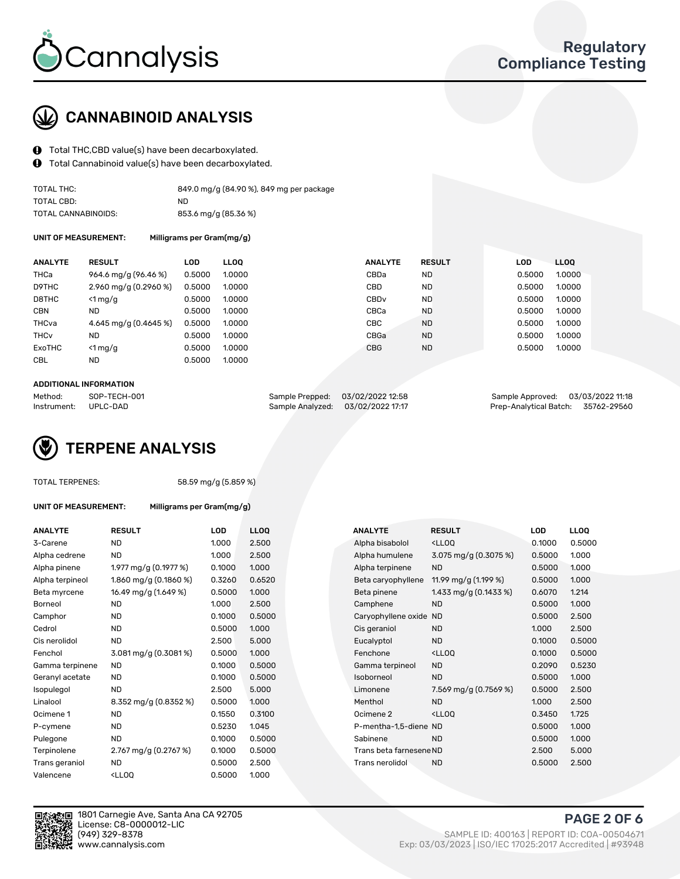Cannalysis

Regulatory Compliance Testing

## CANNABINOID ANALYSIS

- Total THC,CBD value(s) have been decarboxylated.
- Total Cannabinoid value(s) have been decarboxylated.

| | |
|---|---|
| TOTAL THC: | 849.0 mg/g (84.90 %), 849 mg per package |
| TOTAL CBD: | ND |
| TOTAL CANNABINOIDS: | 853.6 mg/g (85.36 %) |

**UNIT OF MEASUREMENT:** Milligrams per Gram(mg/g)

| ANALYTE | RESULT | LOD | LLOQ | ANALYTE | RESULT | LOD | LLOQ |
|---|---|---|---|---|---|---|---|
| THCa | 964.6 mg/g (96.46 %) | 0.5000 | 1.0000 | CBDa | ND | 0.5000 | 1.0000 |
| D9THC | 2.960 mg/g (0.2960 %) | 0.5000 | 1.0000 | CBD | ND | 0.5000 | 1.0000 |
| D8THC | <1 mg/g | 0.5000 | 1.0000 | CBDv | ND | 0.5000 | 1.0000 |
| CBN | ND | 0.5000 | 1.0000 | CBCa | ND | 0.5000 | 1.0000 |
| THCva | 4.645 mg/g (0.4645 %) | 0.5000 | 1.0000 | CBC | ND | 0.5000 | 1.0000 |
| THCv | ND | 0.5000 | 1.0000 | CBGa | ND | 0.5000 | 1.0000 |
| ExoTHC | <1 mg/g | 0.5000 | 1.0000 | CBG | ND | 0.5000 | 1.0000 |
| CBL | ND | 0.5000 | 1.0000 | | | | |

**ADDITIONAL INFORMATION**

| | | | | | |
|---|---|---|---|---|---|
| Method: | SOP-TECH-001 | Sample Prepped: | 03/02/2022 12:58 | Sample Approved: | 03/03/2022 11:18 |
| Instrument: | UPLC-DAD | Sample Analyzed: | 03/02/2022 17:17 | Prep-Analytical Batch: | 35762-29560 |

## TERPENE ANALYSIS

TOTAL TERPENES: 58.59 mg/g (5.859 %)

**UNIT OF MEASUREMENT:** Milligrams per Gram(mg/g)

| ANALYTE | RESULT | LOD | LLOQ | ANALYTE | RESULT | LOD | LLOQ |
|---|---|---|---|---|---|---|---|
| 3-Carene | ND | 1.000 | 2.500 | Alpha bisabolol | <LLOQ | 0.1000 | 0.5000 |
| Alpha cedrene | ND | 1.000 | 2.500 | Alpha humulene | 3.075 mg/g (0.3075 %) | 0.5000 | 1.000 |
| Alpha pinene | 1.977 mg/g (0.1977 %) | 0.1000 | 1.000 | Alpha terpinene | ND | 0.5000 | 1.000 |
| Alpha terpineol | 1.860 mg/g (0.1860 %) | 0.3260 | 0.6520 | Beta caryophyllene | 11.99 mg/g (1.199 %) | 0.5000 | 1.000 |
| Beta myrcene | 16.49 mg/g (1.649 %) | 0.5000 | 1.000 | Beta pinene | 1.433 mg/g (0.1433 %) | 0.6070 | 1.214 |
| Borneol | ND | 1.000 | 2.500 | Camphene | ND | 0.5000 | 1.000 |
| Camphor | ND | 0.1000 | 0.5000 | Caryophyllene oxide | ND | 0.5000 | 2.500 |
| Cedrol | ND | 0.5000 | 1.000 | Cis geraniol | ND | 1.000 | 2.500 |
| Cis nerolidol | ND | 2.500 | 5.000 | Eucalyptol | ND | 0.1000 | 0.5000 |
| Fenchol | 3.081 mg/g (0.3081 %) | 0.5000 | 1.000 | Fenchone | <LLOQ | 0.1000 | 0.5000 |
| Gamma terpinene | ND | 0.1000 | 0.5000 | Gamma terpineol | ND | 0.2090 | 0.5230 |
| Geranyl acetate | ND | 0.1000 | 0.5000 | Isoborneol | ND | 0.5000 | 1.000 |
| Isopulegol | ND | 2.500 | 5.000 | Limonene | 7.569 mg/g (0.7569 %) | 0.5000 | 2.500 |
| Linalool | 8.352 mg/g (0.8352 %) | 0.5000 | 1.000 | Menthol | ND | 1.000 | 2.500 |
| Ocimene 1 | ND | 0.1550 | 0.3100 | Ocimene 2 | <LLOQ | 0.3450 | 1.725 |
| P-cymene | ND | 0.5230 | 1.045 | P-mentha-1,5-diene | ND | 0.5000 | 1.000 |
| Pulegone | ND | 0.1000 | 0.5000 | Sabinene | ND | 0.5000 | 1.000 |
| Terpinolene | 2.767 mg/g (0.2767 %) | 0.1000 | 0.5000 | Trans beta farnesene | ND | 2.500 | 5.000 |
| Trans geraniol | ND | 0.5000 | 2.500 | Trans nerolidol | ND | 0.5000 | 2.500 |
| Valencene | <LLOQ | 0.5000 | 1.000 | | | | |

1801 Carnegie Ave, Santa Ana CA 92705
License: C8-0000012-LIC
(949) 329-8378
www.cannalysis.com

SAMPLE ID: 400163 | REPORT ID: COA-00504671
Exp: 03/03/2023 | ISO/IEC 17025:2017 Accredited | #93948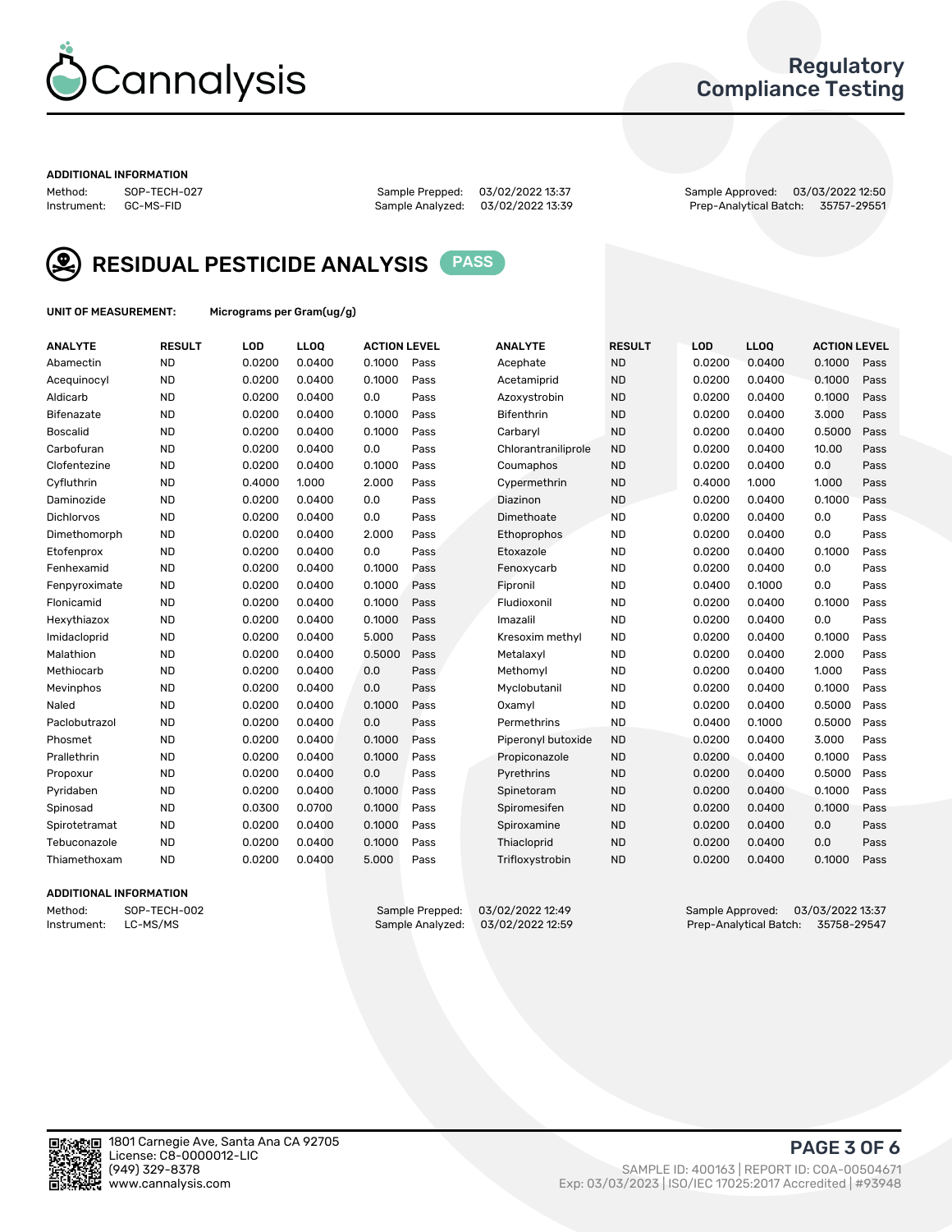# Cannalysis

Regulatory Compliance Testing

ADDITIONAL INFORMATION

| Method: | SOP-TECH-027 | Sample Prepped: | 03/02/2022 13:37 | Sample Approved: | 03/03/2022 12:50 |
|---|---|---|---|---|---|
| Instrument: | GC-MS-FID | Sample Analyzed: | 03/02/2022 13:39 | Prep-Analytical Batch: | 35757-29551 |

## RESIDUAL PESTICIDE ANALYSIS PASS

UNIT OF MEASUREMENT: Micrograms per Gram(ug/g)

| ANALYTE | RESULT | LOD | LLOQ | ACTION LEVEL | | ANALYTE | RESULT | LOD | LLOQ | ACTION LEVEL | |
|---|---|---|---|---|---|---|---|---|---|---|---|
| Abamectin | ND | 0.0200 | 0.0400 | 0.1000 | Pass | Acephate | ND | 0.0200 | 0.0400 | 0.1000 | Pass |
| Acequinocyl | ND | 0.0200 | 0.0400 | 0.1000 | Pass | Acetamiprid | ND | 0.0200 | 0.0400 | 0.1000 | Pass |
| Aldicarb | ND | 0.0200 | 0.0400 | 0.0 | Pass | Azoxystrobin | ND | 0.0200 | 0.0400 | 0.1000 | Pass |
| Bifenazate | ND | 0.0200 | 0.0400 | 0.1000 | Pass | Bifenthrin | ND | 0.0200 | 0.0400 | 3.000 | Pass |
| Boscalid | ND | 0.0200 | 0.0400 | 0.1000 | Pass | Carbaryl | ND | 0.0200 | 0.0400 | 0.5000 | Pass |
| Carbofuran | ND | 0.0200 | 0.0400 | 0.0 | Pass | Chlorantraniliprole | ND | 0.0200 | 0.0400 | 10.00 | Pass |
| Clofentezine | ND | 0.0200 | 0.0400 | 0.1000 | Pass | Coumaphos | ND | 0.0200 | 0.0400 | 0.0 | Pass |
| Cyfluthrin | ND | 0.4000 | 1.000 | 2.000 | Pass | Cypermethrin | ND | 0.4000 | 1.000 | 1.000 | Pass |
| Daminozide | ND | 0.0200 | 0.0400 | 0.0 | Pass | Diazinon | ND | 0.0200 | 0.0400 | 0.1000 | Pass |
| Dichlorvos | ND | 0.0200 | 0.0400 | 0.0 | Pass | Dimethoate | ND | 0.0200 | 0.0400 | 0.0 | Pass |
| Dimethomorph | ND | 0.0200 | 0.0400 | 2.000 | Pass | Ethoprophos | ND | 0.0200 | 0.0400 | 0.0 | Pass |
| Etofenprox | ND | 0.0200 | 0.0400 | 0.0 | Pass | Etoxazole | ND | 0.0200 | 0.0400 | 0.1000 | Pass |
| Fenhexamid | ND | 0.0200 | 0.0400 | 0.1000 | Pass | Fenoxycarb | ND | 0.0200 | 0.0400 | 0.0 | Pass |
| Fenpyroximate | ND | 0.0200 | 0.0400 | 0.1000 | Pass | Fipronil | ND | 0.0400 | 0.1000 | 0.0 | Pass |
| Flonicamid | ND | 0.0200 | 0.0400 | 0.1000 | Pass | Fludioxonil | ND | 0.0200 | 0.0400 | 0.1000 | Pass |
| Hexythiazox | ND | 0.0200 | 0.0400 | 0.1000 | Pass | Imazalil | ND | 0.0200 | 0.0400 | 0.0 | Pass |
| Imidacloprid | ND | 0.0200 | 0.0400 | 5.000 | Pass | Kresoxim methyl | ND | 0.0200 | 0.0400 | 0.1000 | Pass |
| Malathion | ND | 0.0200 | 0.0400 | 0.5000 | Pass | Metalaxyl | ND | 0.0200 | 0.0400 | 2.000 | Pass |
| Methiocarb | ND | 0.0200 | 0.0400 | 0.0 | Pass | Methomyl | ND | 0.0200 | 0.0400 | 1.000 | Pass |
| Mevinphos | ND | 0.0200 | 0.0400 | 0.0 | Pass | Myclobutanil | ND | 0.0200 | 0.0400 | 0.1000 | Pass |
| Naled | ND | 0.0200 | 0.0400 | 0.1000 | Pass | Oxamyl | ND | 0.0200 | 0.0400 | 0.5000 | Pass |
| Paclobutrazol | ND | 0.0200 | 0.0400 | 0.0 | Pass | Permethrins | ND | 0.0400 | 0.1000 | 0.5000 | Pass |
| Phosmet | ND | 0.0200 | 0.0400 | 0.1000 | Pass | Piperonyl butoxide | ND | 0.0200 | 0.0400 | 3.000 | Pass |
| Prallethrin | ND | 0.0200 | 0.0400 | 0.1000 | Pass | Propiconazole | ND | 0.0200 | 0.0400 | 0.1000 | Pass |
| Propoxur | ND | 0.0200 | 0.0400 | 0.0 | Pass | Pyrethrins | ND | 0.0200 | 0.0400 | 0.5000 | Pass |
| Pyridaben | ND | 0.0200 | 0.0400 | 0.1000 | Pass | Spinetoram | ND | 0.0200 | 0.0400 | 0.1000 | Pass |
| Spinosad | ND | 0.0300 | 0.0700 | 0.1000 | Pass | Spiromesifen | ND | 0.0200 | 0.0400 | 0.1000 | Pass |
| Spirotetramat | ND | 0.0200 | 0.0400 | 0.1000 | Pass | Spiroxamine | ND | 0.0200 | 0.0400 | 0.0 | Pass |
| Tebuconazole | ND | 0.0200 | 0.0400 | 0.1000 | Pass | Thiacloprid | ND | 0.0200 | 0.0400 | 0.0 | Pass |
| Thiamethoxam | ND | 0.0200 | 0.0400 | 5.000 | Pass | Trifloxystrobin | ND | 0.0200 | 0.0400 | 0.1000 | Pass |

ADDITIONAL INFORMATION

| Method: | SOP-TECH-002 | Sample Prepped: | 03/02/2022 12:49 | Sample Approved: | 03/03/2022 13:37 |
|---|---|---|---|---|---|
| Instrument: | LC-MS/MS | Sample Analyzed: | 03/02/2022 12:59 | Prep-Analytical Batch: | 35758-29547 |

1801 Carnegie Ave, Santa Ana CA 92705
License: C8-0000012-LIC
(949) 329-8378
www.cannalysis.com

SAMPLE ID: 400163 | REPORT ID: COA-00504671
Exp: 03/03/2023 | ISO/IEC 17025:2017 Accredited | #93948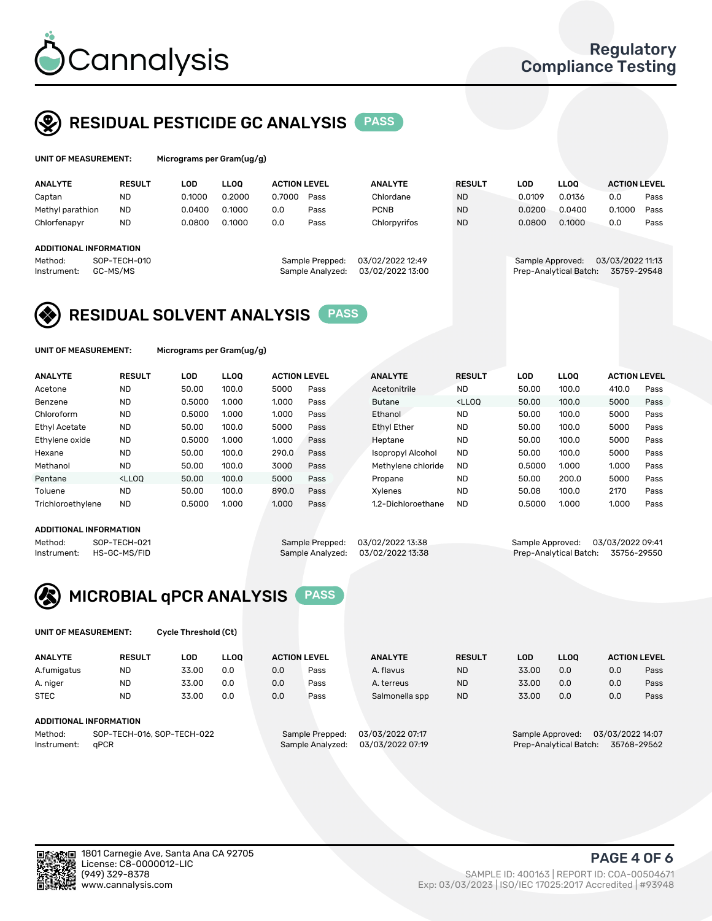# Cannalysis

Regulatory Compliance Testing

## RESIDUAL PESTICIDE GC ANALYSIS PASS

**UNIT OF MEASUREMENT:** Micrograms per Gram(ug/g)

| ANALYTE | RESULT | LOD | LLOQ | ACTION LEVEL | | ANALYTE | RESULT | LOD | LLOQ | ACTION LEVEL | |
|---|---|---|---|---|---|---|---|---|---|---|---|
| Captan | ND | 0.1000 | 0.2000 | 0.7000 | Pass | Chlordane | ND | 0.0109 | 0.0136 | 0.0 | Pass |
| Methyl parathion | ND | 0.0400 | 0.1000 | 0.0 | Pass | PCNB | ND | 0.0200 | 0.0400 | 0.1000 | Pass |
| Chlorfenapyr | ND | 0.0800 | 0.1000 | 0.0 | Pass | Chlorpyrifos | ND | 0.0800 | 0.1000 | 0.0 | Pass |

**ADDITIONAL INFORMATION**

Method: SOP-TECH-010
Instrument: GC-MS/MS
Sample Prepped: 03/02/2022 12:49
Sample Analyzed: 03/02/2022 13:00
Sample Approved: 03/03/2022 11:13
Prep-Analytical Batch: 35759-29548

## RESIDUAL SOLVENT ANALYSIS PASS

**UNIT OF MEASUREMENT:** Micrograms per Gram(ug/g)

| ANALYTE | RESULT | LOD | LLOQ | ACTION LEVEL | | ANALYTE | RESULT | LOD | LLOQ | ACTION LEVEL | |
|---|---|---|---|---|---|---|---|---|---|---|---|
| Acetone | ND | 50.00 | 100.0 | 5000 | Pass | Acetonitrile | ND | 50.00 | 100.0 | 410.0 | Pass |
| Benzene | ND | 0.5000 | 1.000 | 1.000 | Pass | Butane | <LLOQ | 50.00 | 100.0 | 5000 | Pass |
| Chloroform | ND | 0.5000 | 1.000 | 1.000 | Pass | Ethanol | ND | 50.00 | 100.0 | 5000 | Pass |
| Ethyl Acetate | ND | 50.00 | 100.0 | 5000 | Pass | Ethyl Ether | ND | 50.00 | 100.0 | 5000 | Pass |
| Ethylene oxide | ND | 0.5000 | 1.000 | 1.000 | Pass | Heptane | ND | 50.00 | 100.0 | 5000 | Pass |
| Hexane | ND | 50.00 | 100.0 | 290.0 | Pass | Isopropyl Alcohol | ND | 50.00 | 100.0 | 5000 | Pass |
| Methanol | ND | 50.00 | 100.0 | 3000 | Pass | Methylene chloride | ND | 0.5000 | 1.000 | 1.000 | Pass |
| Pentane | <LLOQ | 50.00 | 100.0 | 5000 | Pass | Propane | ND | 50.00 | 200.0 | 5000 | Pass |
| Toluene | ND | 50.00 | 100.0 | 890.0 | Pass | Xylenes | ND | 50.08 | 100.0 | 2170 | Pass |
| Trichloroethylene | ND | 0.5000 | 1.000 | 1.000 | Pass | 1,2-Dichloroethane | ND | 0.5000 | 1.000 | 1.000 | Pass |

**ADDITIONAL INFORMATION**

Method: SOP-TECH-021
Instrument: HS-GC-MS/FID
Sample Prepped: 03/02/2022 13:38
Sample Analyzed: 03/02/2022 13:38
Sample Approved: 03/03/2022 09:41
Prep-Analytical Batch: 35756-29550

## MICROBIAL qPCR ANALYSIS PASS

**UNIT OF MEASUREMENT:** Cycle Threshold (Ct)

| ANALYTE | RESULT | LOD | LLOQ | ACTION LEVEL | | ANALYTE | RESULT | LOD | LLOQ | ACTION LEVEL | |
|---|---|---|---|---|---|---|---|---|---|---|---|
| A.fumigatus | ND | 33.00 | 0.0 | 0.0 | Pass | A. flavus | ND | 33.00 | 0.0 | 0.0 | Pass |
| A. niger | ND | 33.00 | 0.0 | 0.0 | Pass | A. terreus | ND | 33.00 | 0.0 | 0.0 | Pass |
| STEC | ND | 33.00 | 0.0 | 0.0 | Pass | Salmonella spp | ND | 33.00 | 0.0 | 0.0 | Pass |

**ADDITIONAL INFORMATION**

Method: SOP-TECH-016, SOP-TECH-022
Instrument: qPCR
Sample Prepped: 03/03/2022 07:17
Sample Analyzed: 03/03/2022 07:19
Sample Approved: 03/03/2022 14:07
Prep-Analytical Batch: 35768-29562

1801 Carnegie Ave, Santa Ana CA 92705
License: C8-0000012-LIC
(949) 329-8378
www.cannalysis.com

SAMPLE ID: 400163 | REPORT ID: COA-00504671
Exp: 03/03/2023 | ISO/IEC 17025:2017 Accredited | #93948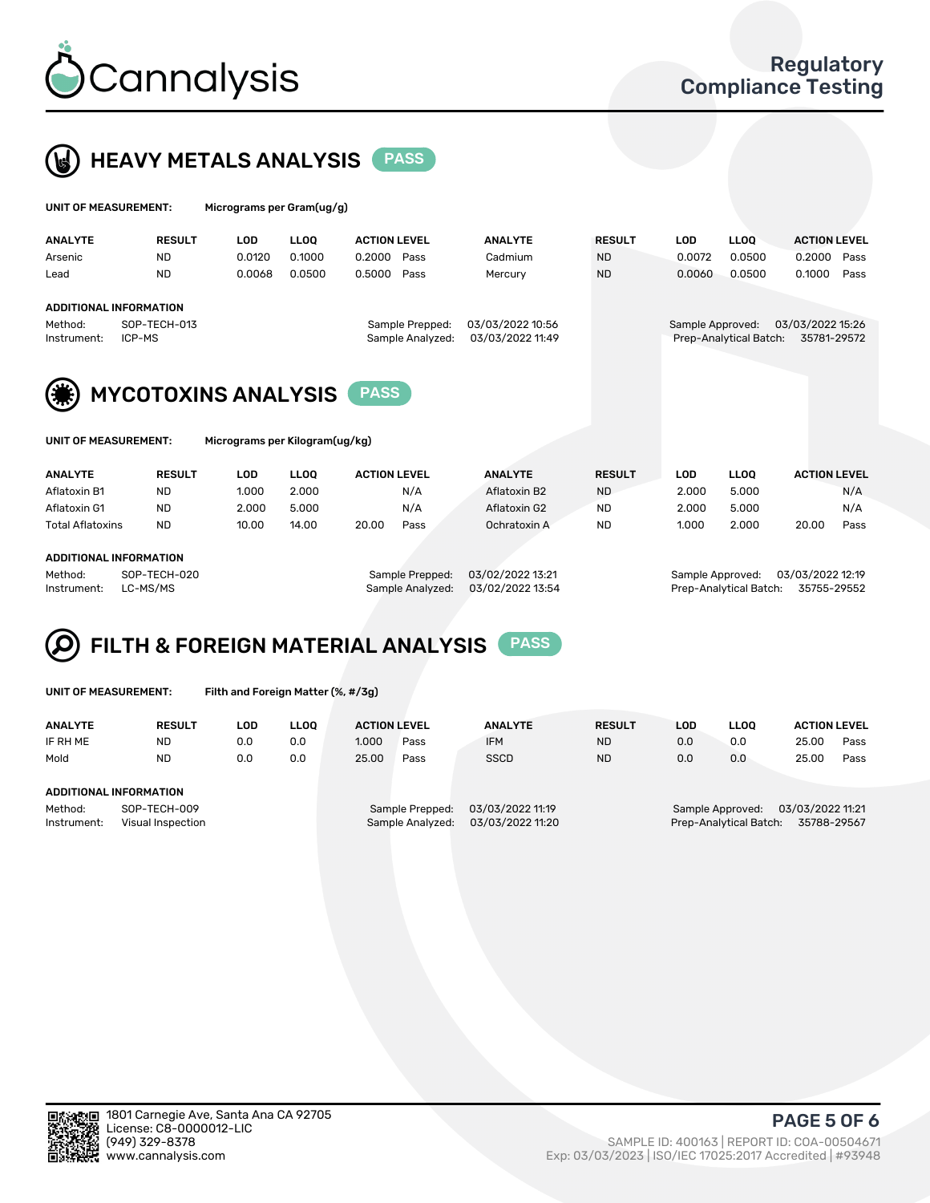# Cannalysis

Regulatory Compliance Testing

## HEAVY METALS ANALYSIS PASS

**UNIT OF MEASUREMENT:** Micrograms per Gram(ug/g)

| ANALYTE | RESULT | LOD | LLOQ | ACTION LEVEL | | ANALYTE | RESULT | LOD | LLOQ | ACTION LEVEL | |
|---|---|---|---|---|---|---|---|---|---|---|---|
| Arsenic | ND | 0.0120 | 0.1000 | 0.2000 | Pass | Cadmium | ND | 0.0072 | 0.0500 | 0.2000 | Pass |
| Lead | ND | 0.0068 | 0.0500 | 0.5000 | Pass | Mercury | ND | 0.0060 | 0.0500 | 0.1000 | Pass |

**ADDITIONAL INFORMATION**

Method: SOP-TECH-013
Instrument: ICP-MS
Sample Prepped: 03/03/2022 10:56
Sample Analyzed: 03/03/2022 11:49
Sample Approved: 03/03/2022 15:26
Prep-Analytical Batch: 35781-29572

## MYCOTOXINS ANALYSIS PASS

**UNIT OF MEASUREMENT:** Micrograms per Kilogram(ug/kg)

| ANALYTE | RESULT | LOD | LLOQ | ACTION LEVEL | | ANALYTE | RESULT | LOD | LLOQ | ACTION LEVEL | |
|---|---|---|---|---|---|---|---|---|---|---|---|
| Aflatoxin B1 | ND | 1.000 | 2.000 | | N/A | Aflatoxin B2 | ND | 2.000 | 5.000 | | N/A |
| Aflatoxin G1 | ND | 2.000 | 5.000 | | N/A | Aflatoxin G2 | ND | 2.000 | 5.000 | | N/A |
| Total Aflatoxins | ND | 10.00 | 14.00 | 20.00 | Pass | Ochratoxin A | ND | 1.000 | 2.000 | 20.00 | Pass |

**ADDITIONAL INFORMATION**

Method: SOP-TECH-020
Instrument: LC-MS/MS
Sample Prepped: 03/02/2022 13:21
Sample Analyzed: 03/02/2022 13:54
Sample Approved: 03/03/2022 12:19
Prep-Analytical Batch: 35755-29552

## FILTH & FOREIGN MATERIAL ANALYSIS PASS

**UNIT OF MEASUREMENT:** Filth and Foreign Matter (%, #/3g)

| ANALYTE | RESULT | LOD | LLOQ | ACTION LEVEL | | ANALYTE | RESULT | LOD | LLOQ | ACTION LEVEL | |
|---|---|---|---|---|---|---|---|---|---|---|---|
| IF RH ME | ND | 0.0 | 0.0 | 1.000 | Pass | IFM | ND | 0.0 | 0.0 | 25.00 | Pass |
| Mold | ND | 0.0 | 0.0 | 25.00 | Pass | SSCD | ND | 0.0 | 0.0 | 25.00 | Pass |

**ADDITIONAL INFORMATION**

Method: SOP-TECH-009
Instrument: Visual Inspection
Sample Prepped: 03/03/2022 11:19
Sample Analyzed: 03/03/2022 11:20
Sample Approved: 03/03/2022 11:21
Prep-Analytical Batch: 35788-29567

1801 Carnegie Ave, Santa Ana CA 92705
License: C8-0000012-LIC
(949) 329-8378
www.cannalysis.com

SAMPLE ID: 400163 | REPORT ID: COA-00504671
Exp: 03/03/2023 | ISO/IEC 17025:2017 Accredited | #93948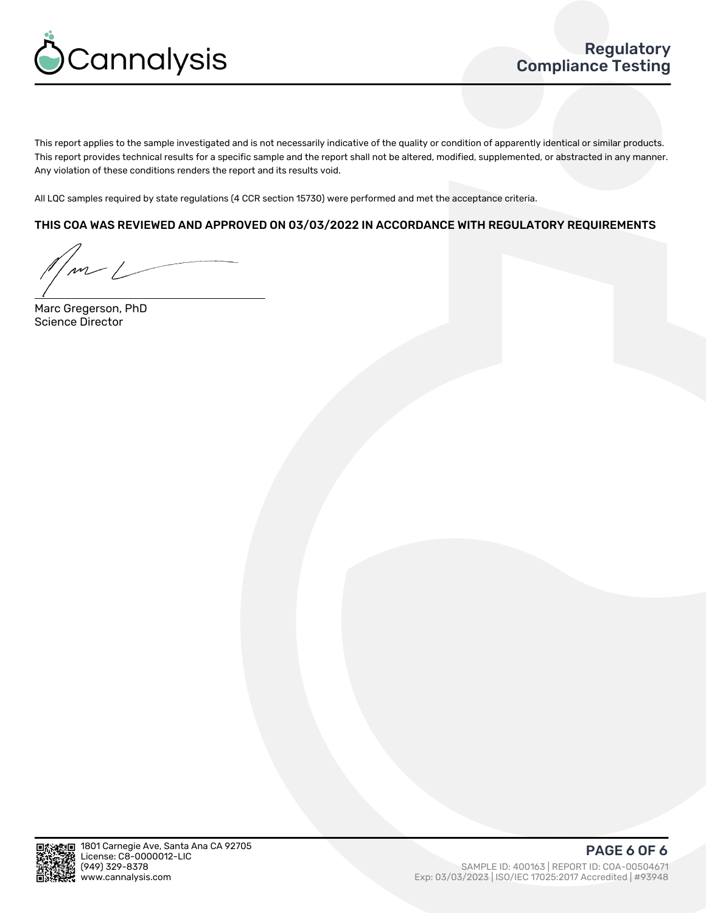This report applies to the sample investigated and is not necessarily indicative of the quality or condition of apparently identical or similar products. This report provides technical results for a specific sample and the report shall not be altered, modified, supplemented, or abstracted in any manner. Any violation of these conditions renders the report and its results void.

All LQC samples required by state regulations (4 CCR section 15730) were performed and met the acceptance criteria.

**THIS COA WAS REVIEWED AND APPROVED ON 03/03/2022 IN ACCORDANCE WITH REGULATORY REQUIREMENTS**

Marc Gregerson, PhD
Science Director